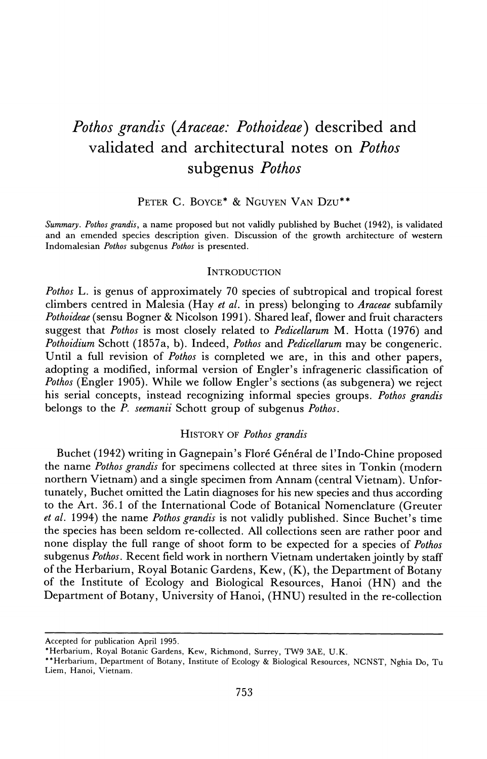# *Pothos grandis* (*Araceae: Pothoideae*) described and validated and architectural notes on *Pothos* subgenus *Pothos*

PETER C. BOYCE* & NGUYEN VAN DZU**

*Summary*. *Pothos grandis*, a name proposed but not validly published by Buchet (1942), is validated and an emended species description given. Discussion of the growth architecture of western Indomalesian *Pothos* subgenus *Pothos* is presented.

## INTRODUCTION

*Pothos* L. is genus of approximately 70 species of subtropical and tropical forest climbers centred in Malesia (Hay *et al.* in press) belonging to *Araceae* subfamily *Pothoideae* (sensu Bogner & Nicolson 1991). Shared leaf, flower and fruit characters suggest that *Pothos* is most closely related to *Pedicellarum* M. Hotta (1976) and *Pothoidium* Schott (1857a, b). Indeed, *Pothos* and *Pedicellarum* may be congeneric. Until a full revision of *Pothos* is completed we are, in this and other papers, adopting a modified, informal version of Engler's infrageneric classification of *Pothos* (Engler 1905). While we follow Engler's sections (as subgenera) we reject his serial concepts, instead recognizing informal species groups. *Pothos grandis* belongs to the *P. seemanii* Schott group of subgenus *Pothos*.

## HISTORY OF *Pothos grandis*

Buchet (1942) writing in Gagnepain's Floré Général de l'Indo-Chine proposed the name *Pothos grandis* for specimens collected at three sites in Tonkin (modern northern Vietnam) and a single specimen from Annam (central Vietnam). Unfortunately, Buchet omitted the Latin diagnoses for his new species and thus according to the Art. 36.1 of the International Code of Botanical Nomenclature (Greuter *et al.* 1994) the name *Pothos grandis* is not validly published. Since Buchet's time the species has been seldom re-collected. All collections seen are rather poor and none display the full range of shoot form to be expected for a species of *Pothos* subgenus *Pothos*. Recent field work in northern Vietnam undertaken jointly by staff of the Herbarium, Royal Botanic Gardens, Kew, (K), the Department of Botany of the Institute of Ecology and Biological Resources, Hanoi (HN) and the Department of Botany, University of Hanoi, (HNU) resulted in the re-collection

---

Accepted for publication April 1995.

*Herbarium, Royal Botanic Gardens, Kew, Richmond, Surrey, TW9 3AE, U.K.

**Herbarium, Department of Botany, Institute of Ecology & Biological Resources, NCNST, Nghia Do, Tu Liem, Hanoi, Vietnam.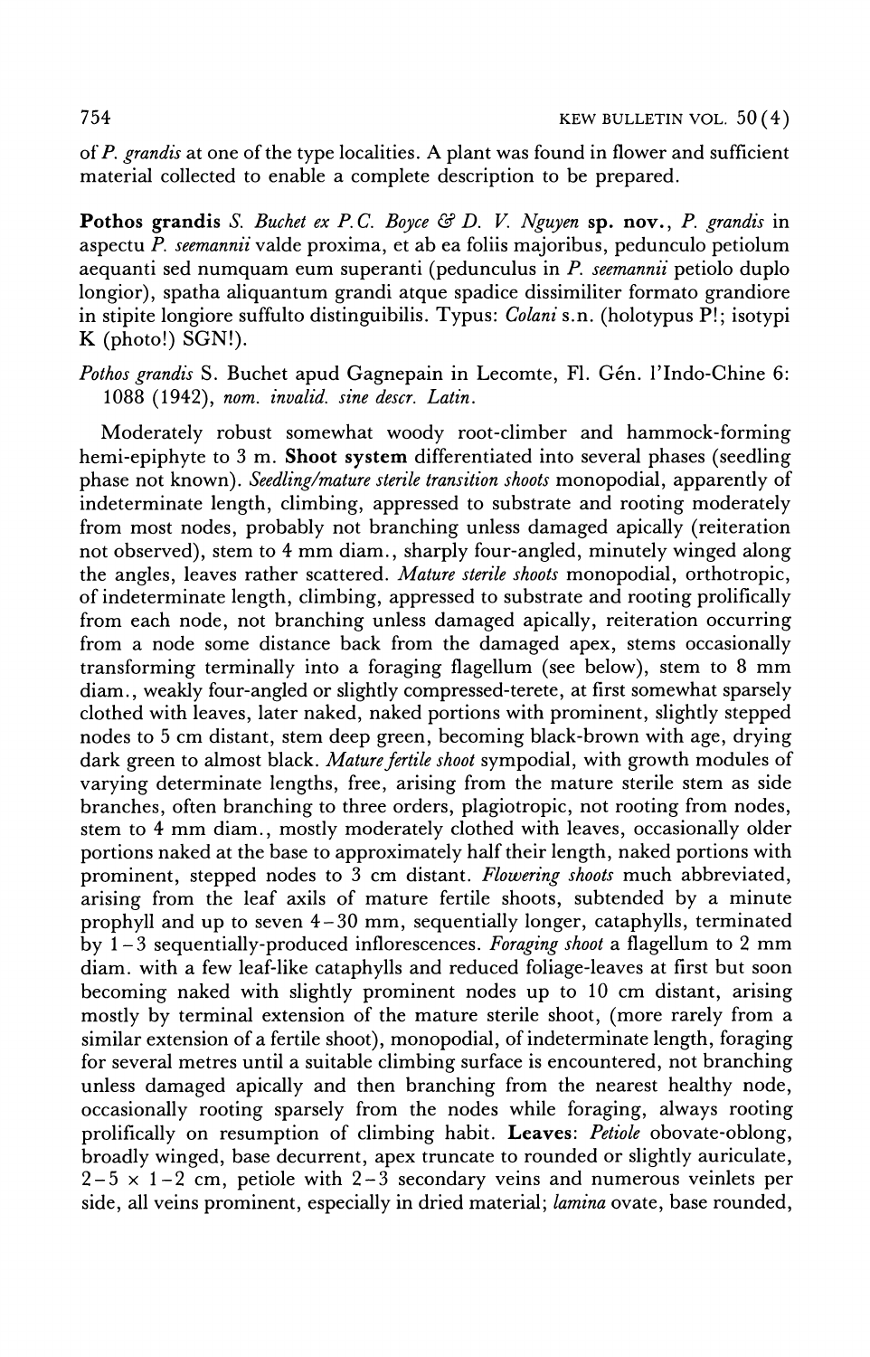of *P. grandis* at one of the type localities. A plant was found in flower and sufficient material collected to enable a complete description to be prepared.

**Pothos grandis** *S. Buchet ex P.C. Boyce & D. V. Nguyen* **sp. nov.**, *P. grandis* in aspectu *P. seemannii* valde proxima, et ab ea foliis majoribus, pedunculo petiolum aequanti sed numquam eum superanti (pedunculus in *P. seemannii* petiolo duplo longior), spatha aliquantum grandi atque spadice dissimiliter formato grandiore in stipite longiore suffulto distinguibilis. Typus: *Colani* s.n. (holotypus P!; isotypi K (photo!) SGN!).

*Pothos grandis* S. Buchet apud Gagnepain in Lecomte, Fl. Gén. l'Indo-Chine 6: 1088 (1942), *nom. invalid. sine descr. Latin.*

Moderately robust somewhat woody root-climber and hammock-forming hemi-epiphyte to 3 m. **Shoot system** differentiated into several phases (seedling phase not known). *Seedling/mature sterile transition shoots* monopodial, apparently of indeterminate length, climbing, appressed to substrate and rooting moderately from most nodes, probably not branching unless damaged apically (reiteration not observed), stem to 4 mm diam., sharply four-angled, minutely winged along the angles, leaves rather scattered. *Mature sterile shoots* monopodial, orthotropic, of indeterminate length, climbing, appressed to substrate and rooting prolifically from each node, not branching unless damaged apically, reiteration occurring from a node some distance back from the damaged apex, stems occasionally transforming terminally into a foraging flagellum (see below), stem to 8 mm diam., weakly four-angled or slightly compressed-terete, at first somewhat sparsely clothed with leaves, later naked, naked portions with prominent, slightly stepped nodes to 5 cm distant, stem deep green, becoming black-brown with age, drying dark green to almost black. *Mature fertile shoot* sympodial, with growth modules of varying determinate lengths, free, arising from the mature sterile stem as side branches, often branching to three orders, plagiotropic, not rooting from nodes, stem to 4 mm diam., mostly moderately clothed with leaves, occasionally older portions naked at the base to approximately half their length, naked portions with prominent, stepped nodes to 3 cm distant. *Flowering shoots* much abbreviated, arising from the leaf axils of mature fertile shoots, subtended by a minute prophyll and up to seven 4–30 mm, sequentially longer, cataphylls, terminated by 1–3 sequentially-produced inflorescences. *Foraging shoot* a flagellum to 2 mm diam. with a few leaf-like cataphylls and reduced foliage-leaves at first but soon becoming naked with slightly prominent nodes up to 10 cm distant, arising mostly by terminal extension of the mature sterile shoot, (more rarely from a similar extension of a fertile shoot), monopodial, of indeterminate length, foraging for several metres until a suitable climbing surface is encountered, not branching unless damaged apically and then branching from the nearest healthy node, occasionally rooting sparsely from the nodes while foraging, always rooting prolifically on resumption of climbing habit. **Leaves**: *Petiole* obovate-oblong, broadly winged, base decurrent, apex truncate to rounded or slightly auriculate, 2–5 × 1–2 cm, petiole with 2–3 secondary veins and numerous veinlets per side, all veins prominent, especially in dried material; *lamina* ovate, base rounded,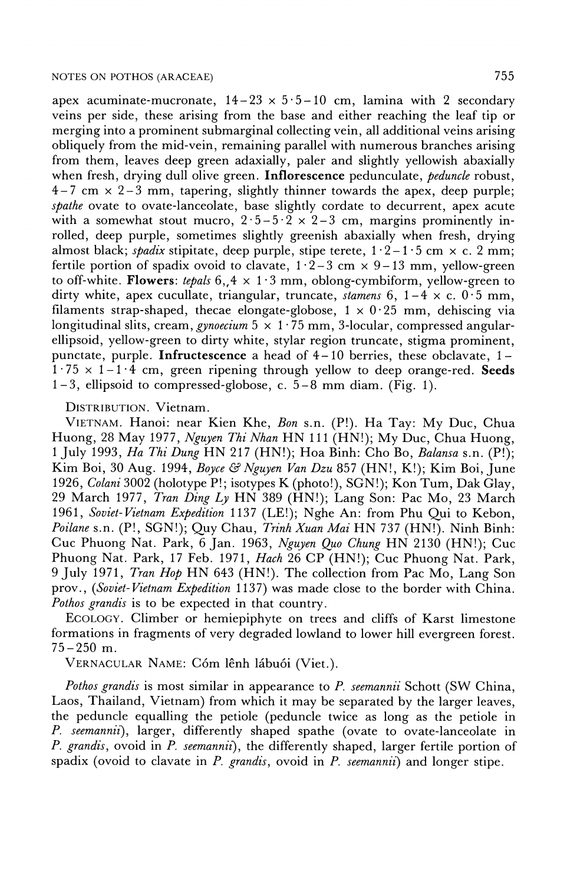apex acuminate-mucronate, 14–23 × 5·5–10 cm, lamina with 2 secondary veins per side, these arising from the base and either reaching the leaf tip or merging into a prominent submarginal collecting vein, all additional veins arising obliquely from the mid-vein, remaining parallel with numerous branches arising from them, leaves deep green adaxially, paler and slightly yellowish abaxially when fresh, drying dull olive green. **Inflorescence** pedunculate, *peduncle* robust, 4–7 cm × 2–3 mm, tapering, slightly thinner towards the apex, deep purple; *spathe* ovate to ovate-lanceolate, base slightly cordate to decurrent, apex acute with a somewhat stout mucro, 2·5–5·2 × 2–3 cm, margins prominently inrolled, deep purple, sometimes slightly greenish abaxially when fresh, drying almost black; *spadix* stipitate, deep purple, stipe terete, 1·2–1·5 cm × c. 2 mm; fertile portion of spadix ovoid to clavate, 1·2–3 cm × 9–13 mm, yellow-green to off-white. **Flowers**: *tepals* 6,,4 × 1·3 mm, oblong-cymbiform, yellow-green to dirty white, apex cucullate, triangular, truncate, *stamens* 6, 1–4 × c. 0·5 mm, filaments strap-shaped, thecae elongate-globose, 1 × 0·25 mm, dehiscing via longitudinal slits, cream, *gynoecium* 5 × 1·75 mm, 3-locular, compressed angular-ellipsoid, yellow-green to dirty white, stylar region truncate, stigma prominent, punctate, purple. **Infructescence** a head of 4–10 berries, these obclavate, 1–1·75 × 1–1·4 cm, green ripening through yellow to deep orange-red. **Seeds** 1–3, ellipsoid to compressed-globose, c. 5–8 mm diam. (Fig. 1).

DISTRIBUTION. Vietnam.

VIETNAM. Hanoi: near Kien Khe, *Bon* s.n. (P!). Ha Tay: My Duc, Chua Huong, 28 May 1977, *Nguyen Thi Nhan* HN 111 (HN!); My Duc, Chua Huong, 1 July 1993, *Ha Thi Dung* HN 217 (HN!); Hoa Binh: Cho Bo, *Balansa* s.n. (P!); Kim Boi, 30 Aug. 1994, *Boyce & Nguyen Van Dzu* 857 (HN!, K!); Kim Boi, June 1926, *Colani* 3002 (holotype P!; isotypes K (photo!), SGN!); Kon Tum, Dak Glay, 29 March 1977, *Tran Ding Ly* HN 389 (HN!); Lang Son: Pac Mo, 23 March 1961, *Soviet-Vietnam Expedition* 1137 (LE!); Nghe An: from Phu Qui to Kebon, *Poilane* s.n. (P!, SGN!); Quy Chau, *Trinh Xuan Mai* HN 737 (HN!). Ninh Binh: Cuc Phuong Nat. Park, 6 Jan. 1963, *Nguyen Quo Chung* HN 2130 (HN!); Cuc Phuong Nat. Park, 17 Feb. 1971, *Hach* 26 CP (HN!); Cuc Phuong Nat. Park, 9 July 1971, *Tran Hop* HN 643 (HN!). The collection from Pac Mo, Lang Son prov., (*Soviet-Vietnam Expedition* 1137) was made close to the border with China. *Pothos grandis* is to be expected in that country.

ECOLOGY. Climber or hemiepiphyte on trees and cliffs of Karst limestone formations in fragments of very degraded lowland to lower hill evergreen forest. 75–250 m.

VERNACULAR NAME: Cóm lênh lábuói (Viet.).

*Pothos grandis* is most similar in appearance to *P. seemannii* Schott (SW China, Laos, Thailand, Vietnam) from which it may be separated by the larger leaves, the peduncle equalling the petiole (peduncle twice as long as the petiole in *P. seemannii*), larger, differently shaped spathe (ovate to ovate-lanceolate in *P. grandis*, ovoid in *P. seemannii*), the differently shaped, larger fertile portion of spadix (ovoid to clavate in *P. grandis*, ovoid in *P. seemannii*) and longer stipe.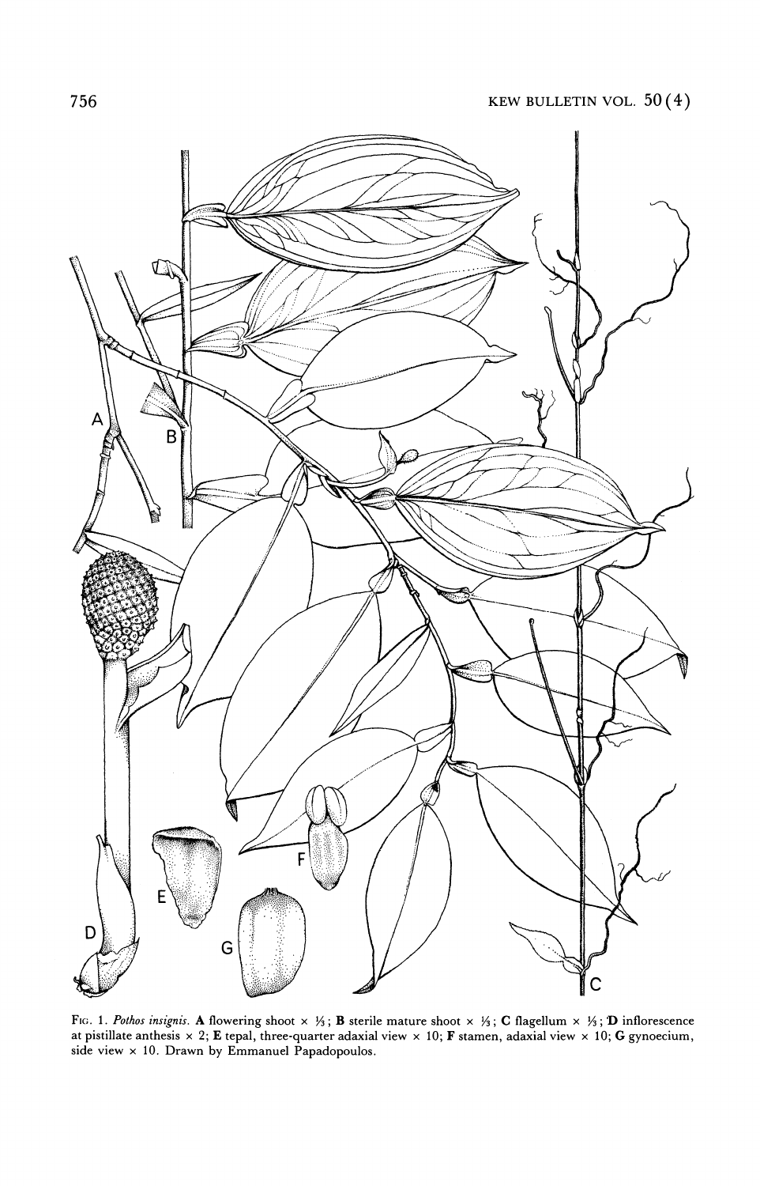FIG. 1. *Pothos insignis*. **A** flowering shoot × ⅓; **B** sterile mature shoot × ⅓; **C** flagellum × ⅓; **D** inflorescence at pistillate anthesis × 2; **E** tepal, three-quarter adaxial view × 10; **F** stamen, adaxial view × 10; **G** gynoecium, side view × 10. Drawn by Emmanuel Papadopoulos.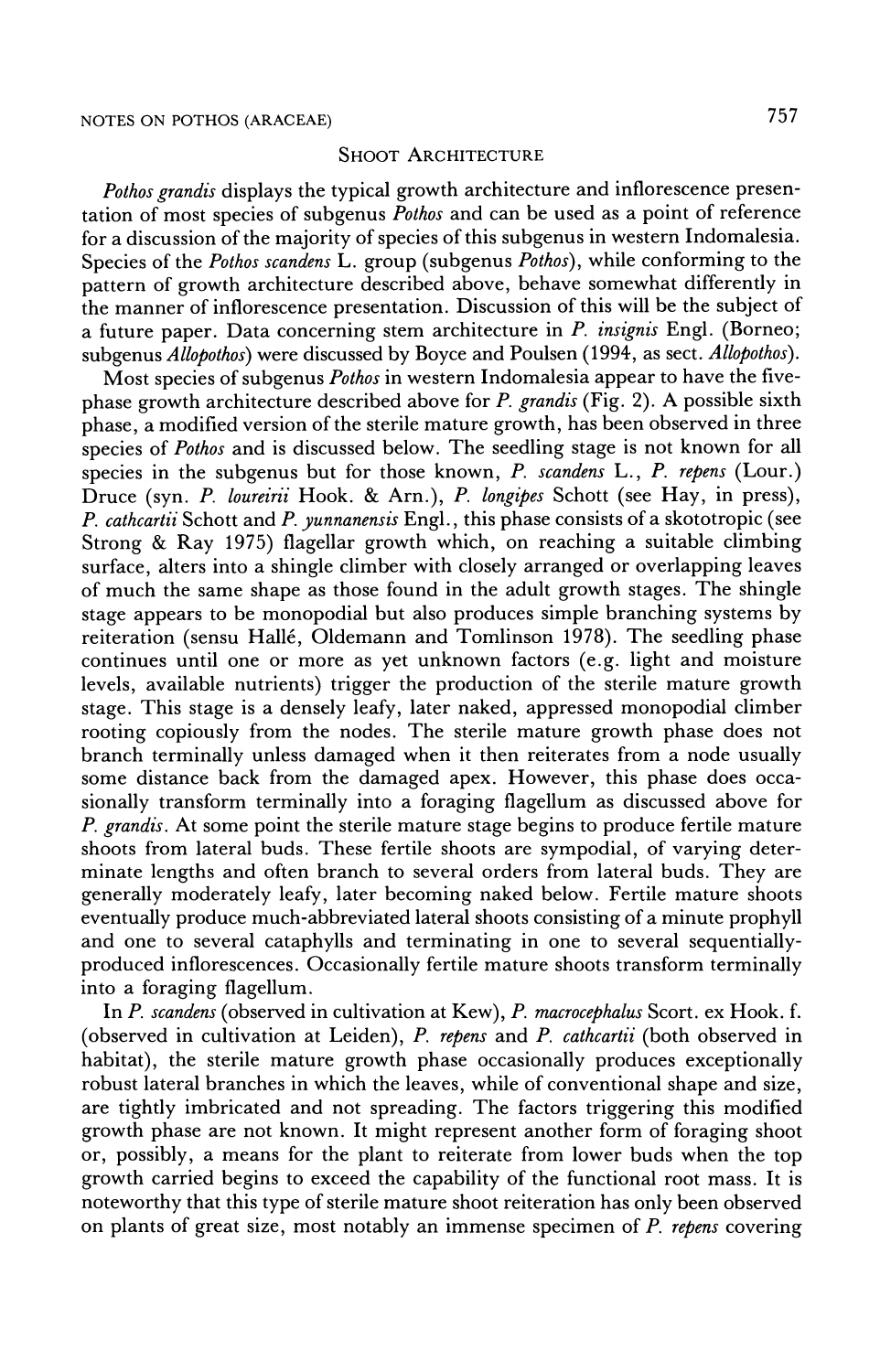## Shoot Architecture

*Pothos grandis* displays the typical growth architecture and inflorescence presentation of most species of subgenus *Pothos* and can be used as a point of reference for a discussion of the majority of species of this subgenus in western Indomalesia. Species of the *Pothos scandens* L. group (subgenus *Pothos*), while conforming to the pattern of growth architecture described above, behave somewhat differently in the manner of inflorescence presentation. Discussion of this will be the subject of a future paper. Data concerning stem architecture in *P. insignis* Engl. (Borneo; subgenus *Allopothos*) were discussed by Boyce and Poulsen (1994, as sect. *Allopothos*).

Most species of subgenus *Pothos* in western Indomalesia appear to have the five-phase growth architecture described above for *P. grandis* (Fig. 2). A possible sixth phase, a modified version of the sterile mature growth, has been observed in three species of *Pothos* and is discussed below. The seedling stage is not known for all species in the subgenus but for those known, *P. scandens* L., *P. repens* (Lour.) Druce (syn. *P. loureirii* Hook. & Arn.), *P. longipes* Schott (see Hay, in press), *P. cathcartii* Schott and *P. yunnanensis* Engl., this phase consists of a skototropic (see Strong & Ray 1975) flagellar growth which, on reaching a suitable climbing surface, alters into a shingle climber with closely arranged or overlapping leaves of much the same shape as those found in the adult growth stages. The shingle stage appears to be monopodial but also produces simple branching systems by reiteration (sensu Hallé, Oldemann and Tomlinson 1978). The seedling phase continues until one or more as yet unknown factors (e.g. light and moisture levels, available nutrients) trigger the production of the sterile mature growth stage. This stage is a densely leafy, later naked, appressed monopodial climber rooting copiously from the nodes. The sterile mature growth phase does not branch terminally unless damaged when it then reiterates from a node usually some distance back from the damaged apex. However, this phase does occasionally transform terminally into a foraging flagellum as discussed above for *P. grandis*. At some point the sterile mature stage begins to produce fertile mature shoots from lateral buds. These fertile shoots are sympodial, of varying determinate lengths and often branch to several orders from lateral buds. They are generally moderately leafy, later becoming naked below. Fertile mature shoots eventually produce much-abbreviated lateral shoots consisting of a minute prophyll and one to several cataphylls and terminating in one to several sequentially-produced inflorescences. Occasionally fertile mature shoots transform terminally into a foraging flagellum.

In *P. scandens* (observed in cultivation at Kew), *P. macrocephalus* Scort. ex Hook. f. (observed in cultivation at Leiden), *P. repens* and *P. cathcartii* (both observed in habitat), the sterile mature growth phase occasionally produces exceptionally robust lateral branches in which the leaves, while of conventional shape and size, are tightly imbricated and not spreading. The factors triggering this modified growth phase are not known. It might represent another form of foraging shoot or, possibly, a means for the plant to reiterate from lower buds when the top growth carried begins to exceed the capability of the functional root mass. It is noteworthy that this type of sterile mature shoot reiteration has only been observed on plants of great size, most notably an immense specimen of *P. repens* covering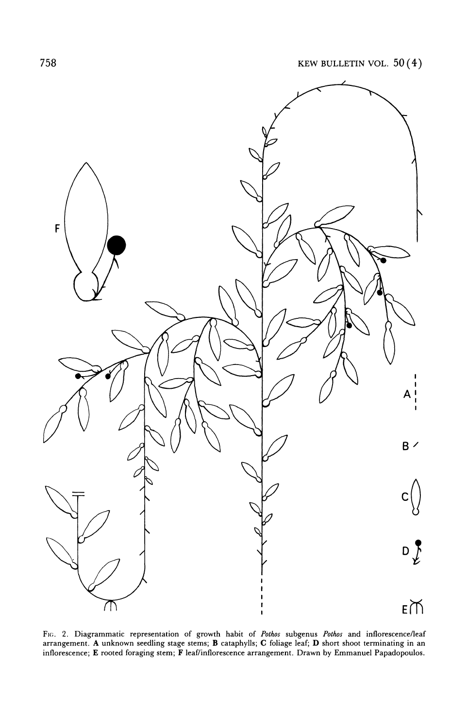Fig. 2. Diagrammatic representation of growth habit of *Pothos* subgenus *Pothos* and inflorescence/leaf arrangement. **A** unknown seedling stage stems; **B** cataphylls; **C** foliage leaf; **D** short shoot terminating in an inflorescence; **E** rooted foraging stem; **F** leaf/inflorescence arrangement. Drawn by Emmanuel Papadopoulos.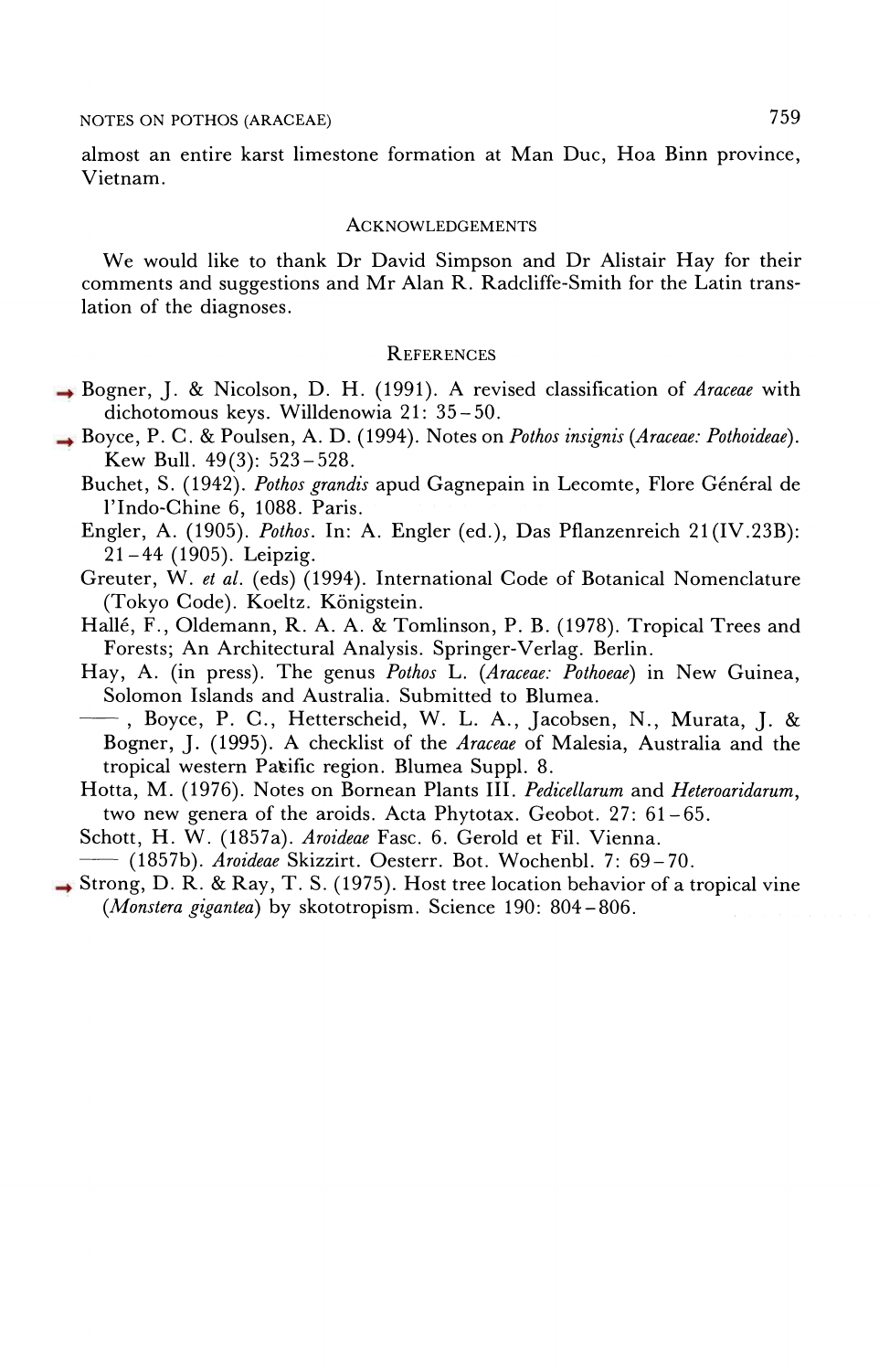almost an entire karst limestone formation at Man Duc, Hoa Binn province, Vietnam.

## Acknowledgements

We would like to thank Dr David Simpson and Dr Alistair Hay for their comments and suggestions and Mr Alan R. Radcliffe-Smith for the Latin translation of the diagnoses.

## References

Bogner, J. & Nicolson, D. H. (1991). A revised classification of *Araceae* with dichotomous keys. Willdenowia 21: 35–50.

Boyce, P. C. & Poulsen, A. D. (1994). Notes on *Pothos insignis* (*Araceae: Pothoideae*). Kew Bull. 49(3): 523–528.

Buchet, S. (1942). *Pothos grandis* apud Gagnepain in Lecomte, Flore Général de l'Indo-Chine 6, 1088. Paris.

Engler, A. (1905). *Pothos*. In: A. Engler (ed.), Das Pflanzenreich 21(IV.23B): 21–44 (1905). Leipzig.

Greuter, W. *et al.* (eds) (1994). International Code of Botanical Nomenclature (Tokyo Code). Koeltz. Königstein.

Hallé, F., Oldemann, R. A. A. & Tomlinson, P. B. (1978). Tropical Trees and Forests; An Architectural Analysis. Springer-Verlag. Berlin.

Hay, A. (in press). The genus *Pothos* L. (*Araceae: Pothoeae*) in New Guinea, Solomon Islands and Australia. Submitted to Blumea.

——, Boyce, P. C., Hetterscheid, W. L. A., Jacobsen, N., Murata, J. & Bogner, J. (1995). A checklist of the *Araceae* of Malesia, Australia and the tropical western Pacific region. Blumea Suppl. 8.

Hotta, M. (1976). Notes on Bornean Plants III. *Pedicellarum* and *Heteroaridarum*, two new genera of the aroids. Acta Phytotax. Geobot. 27: 61–65.

Schott, H. W. (1857a). *Aroideae* Fasc. 6. Gerold et Fil. Vienna.

—— (1857b). *Aroideae* Skizzirt. Oesterr. Bot. Wochenbl. 7: 69–70.

Strong, D. R. & Ray, T. S. (1975). Host tree location behavior of a tropical vine (*Monstera gigantea*) by skototropism. Science 190: 804–806.